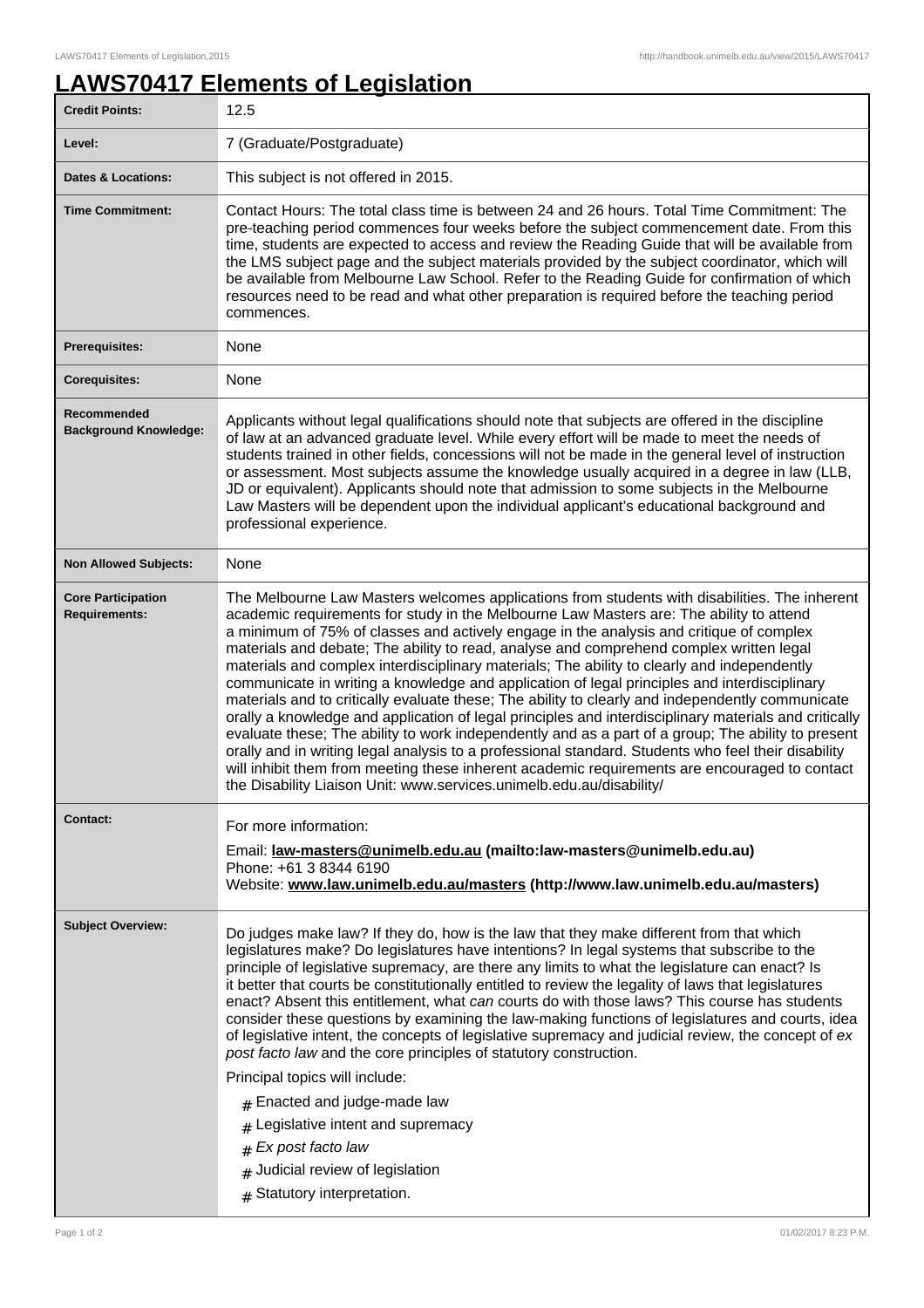# LAWS70417 Elements of Legislation

| | |
|---|---|
| **Credit Points:** | 12.5 |
| **Level:** | 7 (Graduate/Postgraduate) |
| **Dates & Locations:** | This subject is not offered in 2015. |
| **Time Commitment:** | Contact Hours: The total class time is between 24 and 26 hours. Total Time Commitment: The pre-teaching period commences four weeks before the subject commencement date. From this time, students are expected to access and review the Reading Guide that will be available from the LMS subject page and the subject materials provided by the subject coordinator, which will be available from Melbourne Law School. Refer to the Reading Guide for confirmation of which resources need to be read and what other preparation is required before the teaching period commences. |
| **Prerequisites:** | None |
| **Corequisites:** | None |
| **Recommended Background Knowledge:** | Applicants without legal qualifications should note that subjects are offered in the discipline of law at an advanced graduate level. While every effort will be made to meet the needs of students trained in other fields, concessions will not be made in the general level of instruction or assessment. Most subjects assume the knowledge usually acquired in a degree in law (LLB, JD or equivalent). Applicants should note that admission to some subjects in the Melbourne Law Masters will be dependent upon the individual applicant's educational background and professional experience. |
| **Non Allowed Subjects:** | None |
| **Core Participation Requirements:** | The Melbourne Law Masters welcomes applications from students with disabilities. The inherent academic requirements for study in the Melbourne Law Masters are: The ability to attend a minimum of 75% of classes and actively engage in the analysis and critique of complex materials and debate; The ability to read, analyse and comprehend complex written legal materials and complex interdisciplinary materials; The ability to clearly and independently communicate in writing a knowledge and application of legal principles and interdisciplinary materials and to critically evaluate these; The ability to clearly and independently communicate orally a knowledge and application of legal principles and interdisciplinary materials and critically evaluate these; The ability to work independently and as a part of a group; The ability to present orally and in writing legal analysis to a professional standard. Students who feel their disability will inhibit them from meeting these inherent academic requirements are encouraged to contact the Disability Liaison Unit: www.services.unimelb.edu.au/disability/ |
| **Contact:** | For more information:<br>Email: **law-masters@unimelb.edu.au (mailto:law-masters@unimelb.edu.au)**<br>Phone: +61 3 8344 6190<br>Website: **www.law.unimelb.edu.au/masters (http://www.law.unimelb.edu.au/masters)** |
| **Subject Overview:** | Do judges make law? If they do, how is the law that they make different from that which legislatures make? Do legislatures have intentions? In legal systems that subscribe to the principle of legislative supremacy, are there any limits to what the legislature can enact? Is it better that courts be constitutionally entitled to review the legality of laws that legislatures enact? Absent this entitlement, what *can* courts do with those laws? This course has students consider these questions by examining the law-making functions of legislatures and courts, idea of legislative intent, the concepts of legislative supremacy and judicial review, the concept of *ex post facto law* and the core principles of statutory construction.<br>Principal topics will include:<br># Enacted and judge-made law<br># Legislative intent and supremacy<br># *Ex post facto law*<br># Judicial review of legislation<br># Statutory interpretation. |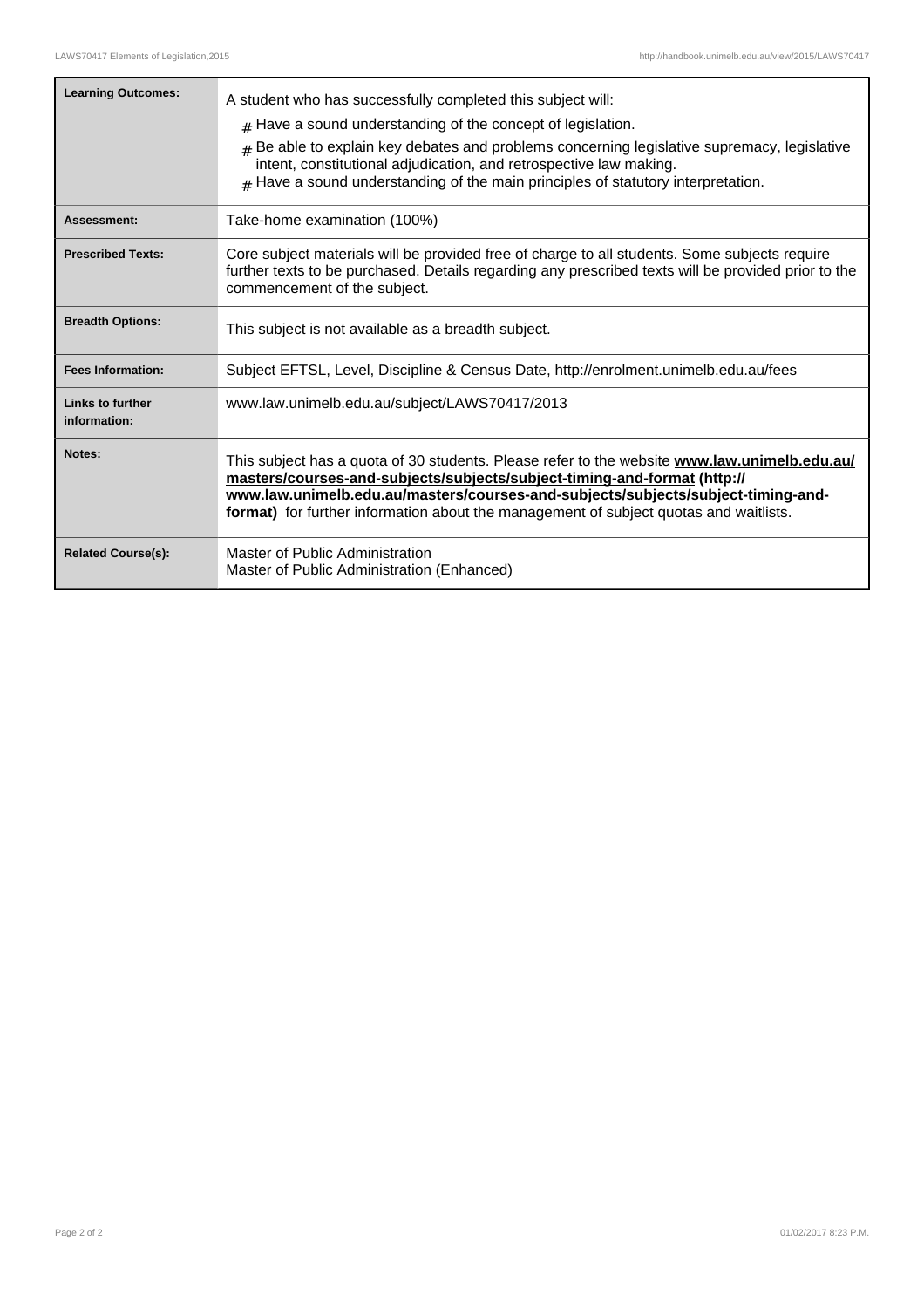| | |
| --- | --- |
| **Learning Outcomes:** | A student who has successfully completed this subject will:<br># Have a sound understanding of the concept of legislation.<br># Be able to explain key debates and problems concerning legislative supremacy, legislative intent, constitutional adjudication, and retrospective law making.<br># Have a sound understanding of the main principles of statutory interpretation. |
| **Assessment:** | Take-home examination (100%) |
| **Prescribed Texts:** | Core subject materials will be provided free of charge to all students. Some subjects require further texts to be purchased. Details regarding any prescribed texts will be provided prior to the commencement of the subject. |
| **Breadth Options:** | This subject is not available as a breadth subject. |
| **Fees Information:** | Subject EFTSL, Level, Discipline & Census Date, http://enrolment.unimelb.edu.au/fees |
| **Links to further information:** | www.law.unimelb.edu.au/subject/LAWS70417/2013 |
| **Notes:** | This subject has a quota of 30 students. Please refer to the website **www.law.unimelb.edu.au/masters/courses-and-subjects/subjects/subject-timing-and-format (http://www.law.unimelb.edu.au/masters/courses-and-subjects/subjects/subject-timing-and-format)** for further information about the management of subject quotas and waitlists. |
| **Related Course(s):** | Master of Public Administration<br>Master of Public Administration (Enhanced) |